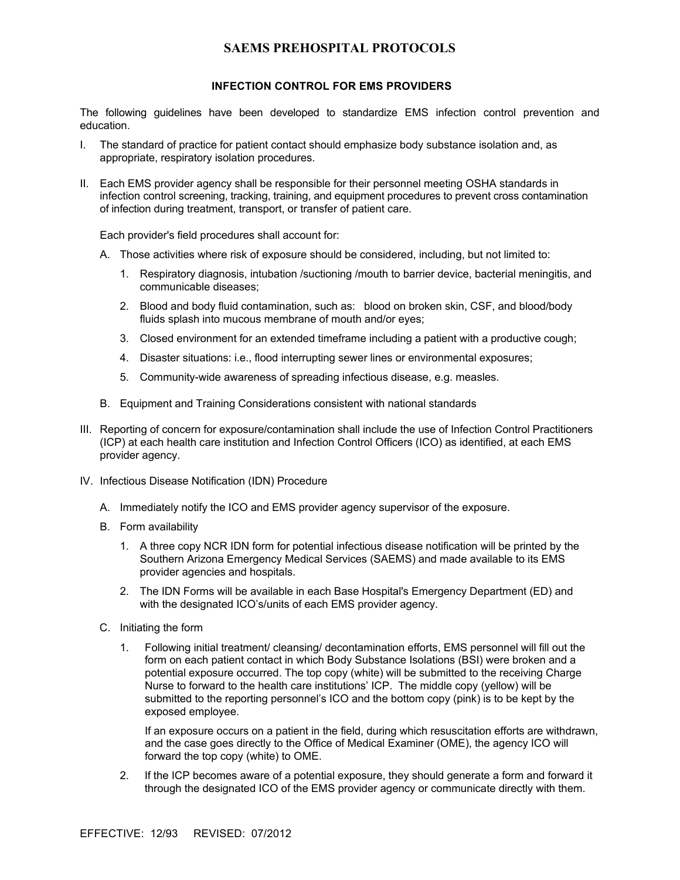# SAEMS PREHOSPITAL PROTOCOLS

## INFECTION CONTROL FOR EMS PROVIDERS

The following guidelines have been developed to standardize EMS infection control prevention and education.

I. The standard of practice for patient contact should emphasize body substance isolation and, as appropriate, respiratory isolation procedures.

II. Each EMS provider agency shall be responsible for their personnel meeting OSHA standards in infection control screening, tracking, training, and equipment procedures to prevent cross contamination of infection during treatment, transport, or transfer of patient care.

   Each provider's field procedures shall account for:

   A. Those activities where risk of exposure should be considered, including, but not limited to:

      1. Respiratory diagnosis, intubation /suctioning /mouth to barrier device, bacterial meningitis, and communicable diseases;
      2. Blood and body fluid contamination, such as: blood on broken skin, CSF, and blood/body fluids splash into mucous membrane of mouth and/or eyes;
      3. Closed environment for an extended timeframe including a patient with a productive cough;
      4. Disaster situations: i.e., flood interrupting sewer lines or environmental exposures;
      5. Community-wide awareness of spreading infectious disease, e.g. measles.

   B. Equipment and Training Considerations consistent with national standards

III. Reporting of concern for exposure/contamination shall include the use of Infection Control Practitioners (ICP) at each health care institution and Infection Control Officers (ICO) as identified, at each EMS provider agency.

IV. Infectious Disease Notification (IDN) Procedure

   A. Immediately notify the ICO and EMS provider agency supervisor of the exposure.

   B. Form availability

      1. A three copy NCR IDN form for potential infectious disease notification will be printed by the Southern Arizona Emergency Medical Services (SAEMS) and made available to its EMS provider agencies and hospitals.
      2. The IDN Forms will be available in each Base Hospital's Emergency Department (ED) and with the designated ICO's/units of each EMS provider agency.

   C. Initiating the form

      1. Following initial treatment/ cleansing/ decontamination efforts, EMS personnel will fill out the form on each patient contact in which Body Substance Isolations (BSI) were broken and a potential exposure occurred. The top copy (white) will be submitted to the receiving Charge Nurse to forward to the health care institutions' ICP. The middle copy (yellow) will be submitted to the reporting personnel's ICO and the bottom copy (pink) is to be kept by the exposed employee.

         If an exposure occurs on a patient in the field, during which resuscitation efforts are withdrawn, and the case goes directly to the Office of Medical Examiner (OME), the agency ICO will forward the top copy (white) to OME.

      2. If the ICP becomes aware of a potential exposure, they should generate a form and forward it through the designated ICO of the EMS provider agency or communicate directly with them.

EFFECTIVE: 12/93 REVISED: 07/2012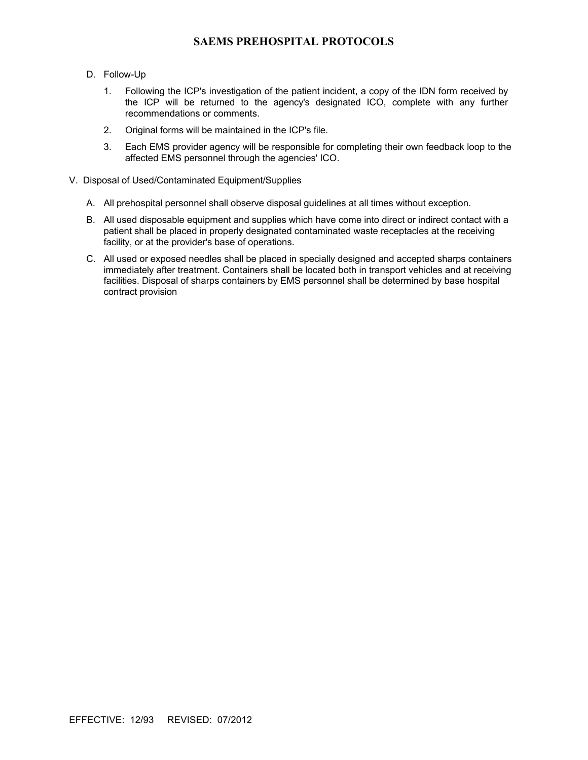D. Follow-Up

   1. Following the ICP's investigation of the patient incident, a copy of the IDN form received by the ICP will be returned to the agency's designated ICO, complete with any further recommendations or comments.

   2. Original forms will be maintained in the ICP's file.

   3. Each EMS provider agency will be responsible for completing their own feedback loop to the affected EMS personnel through the agencies' ICO.

V. Disposal of Used/Contaminated Equipment/Supplies

   A. All prehospital personnel shall observe disposal guidelines at all times without exception.

   B. All used disposable equipment and supplies which have come into direct or indirect contact with a patient shall be placed in properly designated contaminated waste receptacles at the receiving facility, or at the provider's base of operations.

   C. All used or exposed needles shall be placed in specially designed and accepted sharps containers immediately after treatment. Containers shall be located both in transport vehicles and at receiving facilities. Disposal of sharps containers by EMS personnel shall be determined by base hospital contract provision

EFFECTIVE: 12/93 REVISED: 07/2012